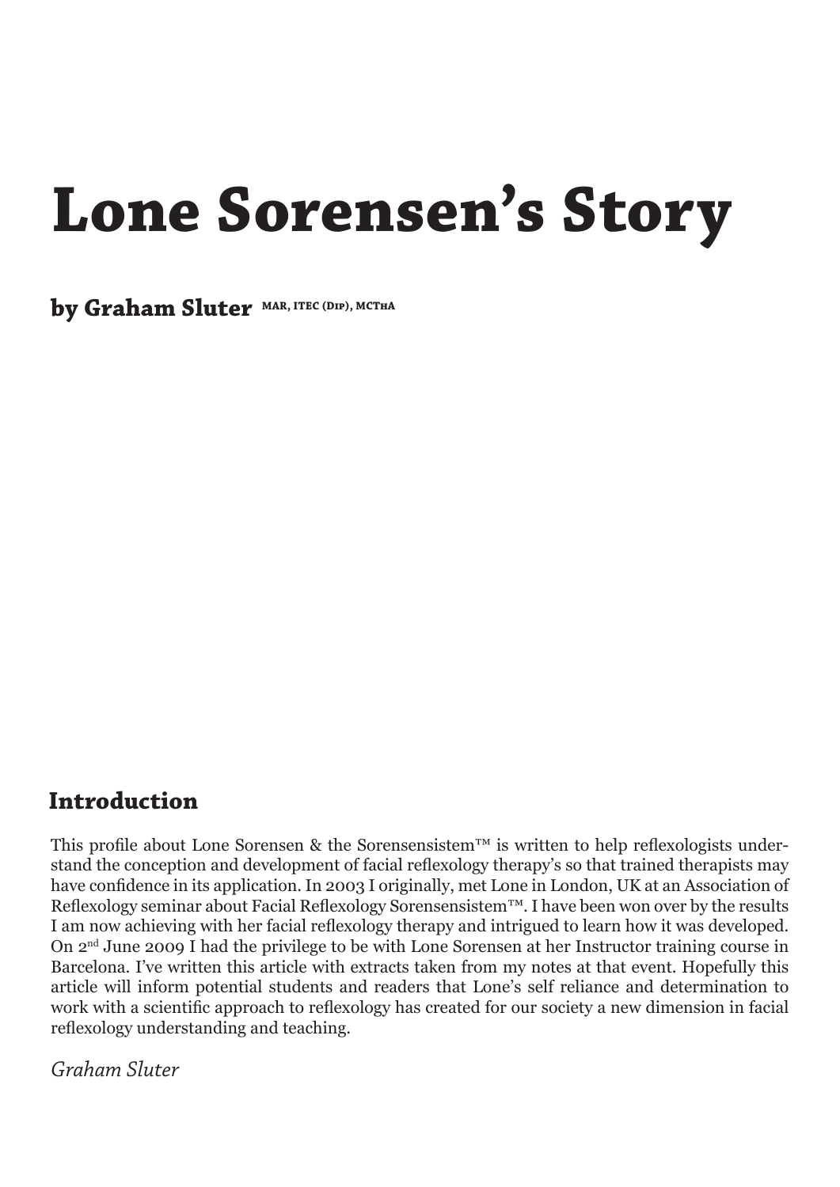# Lone Sorensen's Story

**by Graham Sluter** MAR, ITEC (Dip), MCThA

## Introduction

This profile about Lone Sorensen & the Sorensensistem™ is written to help reflexologists understand the conception and development of facial reflexology therapy's so that trained therapists may have confidence in its application. In 2003 I originally, met Lone in London, UK at an Association of Reflexology seminar about Facial Reflexology Sorensensistem™. I have been won over by the results I am now achieving with her facial reflexology therapy and intrigued to learn how it was developed. On 2nd June 2009 I had the privilege to be with Lone Sorensen at her Instructor training course in Barcelona. I've written this article with extracts taken from my notes at that event. Hopefully this article will inform potential students and readers that Lone's self reliance and determination to work with a scientific approach to reflexology has created for our society a new dimension in facial reflexology understanding and teaching.

*Graham Sluter*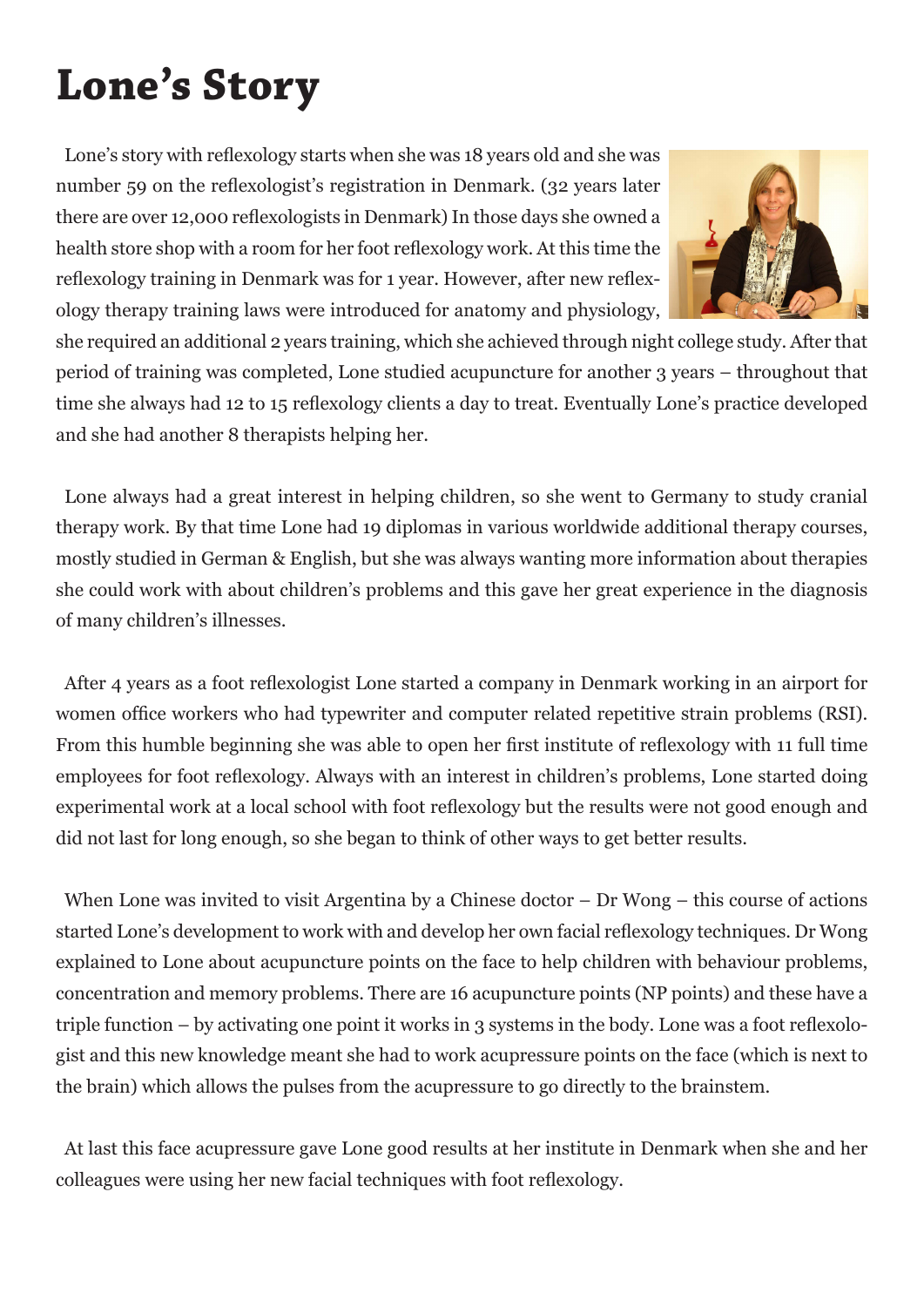# Lone's Story

Lone's story with reflexology starts when she was 18 years old and she was number 59 on the reflexologist's registration in Denmark. (32 years later there are over 12,000 reflexologists in Denmark) In those days she owned a health store shop with a room for her foot reflexology work. At this time the reflexology training in Denmark was for 1 year. However, after new reflexology therapy training laws were introduced for anatomy and physiology, she required an additional 2 years training, which she achieved through night college study. After that period of training was completed, Lone studied acupuncture for another 3 years – throughout that time she always had 12 to 15 reflexology clients a day to treat. Eventually Lone's practice developed and she had another 8 therapists helping her.

Lone always had a great interest in helping children, so she went to Germany to study cranial therapy work. By that time Lone had 19 diplomas in various worldwide additional therapy courses, mostly studied in German & English, but she was always wanting more information about therapies she could work with about children's problems and this gave her great experience in the diagnosis of many children's illnesses.

After 4 years as a foot reflexologist Lone started a company in Denmark working in an airport for women office workers who had typewriter and computer related repetitive strain problems (RSI). From this humble beginning she was able to open her first institute of reflexology with 11 full time employees for foot reflexology. Always with an interest in children's problems, Lone started doing experimental work at a local school with foot reflexology but the results were not good enough and did not last for long enough, so she began to think of other ways to get better results.

When Lone was invited to visit Argentina by a Chinese doctor – Dr Wong – this course of actions started Lone's development to work with and develop her own facial reflexology techniques. Dr Wong explained to Lone about acupuncture points on the face to help children with behaviour problems, concentration and memory problems. There are 16 acupuncture points (NP points) and these have a triple function – by activating one point it works in 3 systems in the body. Lone was a foot reflexologist and this new knowledge meant she had to work acupressure points on the face (which is next to the brain) which allows the pulses from the acupressure to go directly to the brainstem.

At last this face acupressure gave Lone good results at her institute in Denmark when she and her colleagues were using her new facial techniques with foot reflexology.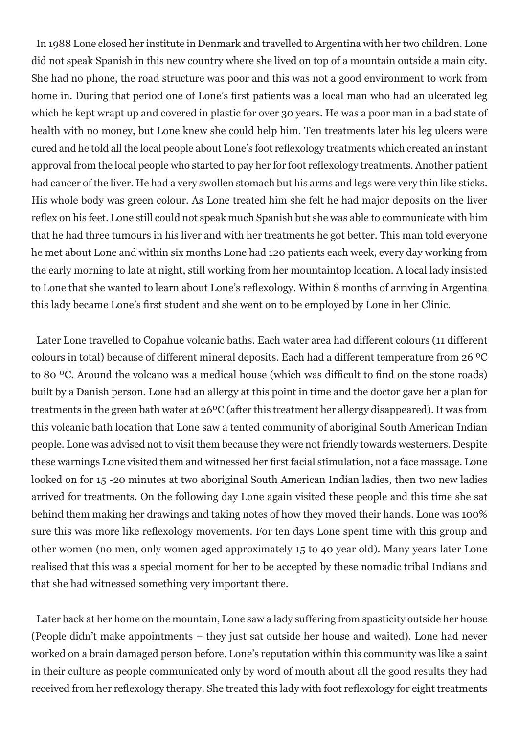In 1988 Lone closed her institute in Denmark and travelled to Argentina with her two children. Lone did not speak Spanish in this new country where she lived on top of a mountain outside a main city. She had no phone, the road structure was poor and this was not a good environment to work from home in. During that period one of Lone's first patients was a local man who had an ulcerated leg which he kept wrapt up and covered in plastic for over 30 years. He was a poor man in a bad state of health with no money, but Lone knew she could help him. Ten treatments later his leg ulcers were cured and he told all the local people about Lone's foot reflexology treatments which created an instant approval from the local people who started to pay her for foot reflexology treatments. Another patient had cancer of the liver. He had a very swollen stomach but his arms and legs were very thin like sticks. His whole body was green colour. As Lone treated him she felt he had major deposits on the liver reflex on his feet. Lone still could not speak much Spanish but she was able to communicate with him that he had three tumours in his liver and with her treatments he got better. This man told everyone he met about Lone and within six months Lone had 120 patients each week, every day working from the early morning to late at night, still working from her mountaintop location. A local lady insisted to Lone that she wanted to learn about Lone's reflexology. Within 8 months of arriving in Argentina this lady became Lone's first student and she went on to be employed by Lone in her Clinic.

Later Lone travelled to Copahue volcanic baths. Each water area had different colours (11 different colours in total) because of different mineral deposits. Each had a different temperature from 26 ºC to 80 ºC. Around the volcano was a medical house (which was difficult to find on the stone roads) built by a Danish person. Lone had an allergy at this point in time and the doctor gave her a plan for treatments in the green bath water at 26ºC (after this treatment her allergy disappeared). It was from this volcanic bath location that Lone saw a tented community of aboriginal South American Indian people. Lone was advised not to visit them because they were not friendly towards westerners. Despite these warnings Lone visited them and witnessed her first facial stimulation, not a face massage. Lone looked on for 15 -20 minutes at two aboriginal South American Indian ladies, then two new ladies arrived for treatments. On the following day Lone again visited these people and this time she sat behind them making her drawings and taking notes of how they moved their hands. Lone was 100% sure this was more like reflexology movements. For ten days Lone spent time with this group and other women (no men, only women aged approximately 15 to 40 year old). Many years later Lone realised that this was a special moment for her to be accepted by these nomadic tribal Indians and that she had witnessed something very important there.

Later back at her home on the mountain, Lone saw a lady suffering from spasticity outside her house (People didn't make appointments – they just sat outside her house and waited). Lone had never worked on a brain damaged person before. Lone's reputation within this community was like a saint in their culture as people communicated only by word of mouth about all the good results they had received from her reflexology therapy. She treated this lady with foot reflexology for eight treatments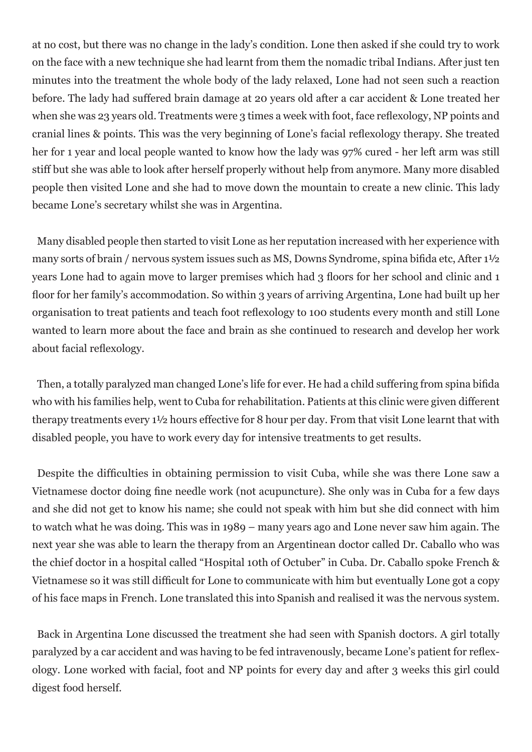at no cost, but there was no change in the lady's condition. Lone then asked if she could try to work on the face with a new technique she had learnt from them the nomadic tribal Indians. After just ten minutes into the treatment the whole body of the lady relaxed, Lone had not seen such a reaction before. The lady had suffered brain damage at 20 years old after a car accident & Lone treated her when she was 23 years old. Treatments were 3 times a week with foot, face reflexology, NP points and cranial lines & points. This was the very beginning of Lone's facial reflexology therapy. She treated her for 1 year and local people wanted to know how the lady was 97% cured - her left arm was still stiff but she was able to look after herself properly without help from anymore. Many more disabled people then visited Lone and she had to move down the mountain to create a new clinic. This lady became Lone's secretary whilst she was in Argentina.

Many disabled people then started to visit Lone as her reputation increased with her experience with many sorts of brain / nervous system issues such as MS, Downs Syndrome, spina bifida etc, After 1½ years Lone had to again move to larger premises which had 3 floors for her school and clinic and 1 floor for her family's accommodation. So within 3 years of arriving Argentina, Lone had built up her organisation to treat patients and teach foot reflexology to 100 students every month and still Lone wanted to learn more about the face and brain as she continued to research and develop her work about facial reflexology.

Then, a totally paralyzed man changed Lone's life for ever. He had a child suffering from spina bifida who with his families help, went to Cuba for rehabilitation. Patients at this clinic were given different therapy treatments every 1½ hours effective for 8 hour per day. From that visit Lone learnt that with disabled people, you have to work every day for intensive treatments to get results.

Despite the difficulties in obtaining permission to visit Cuba, while she was there Lone saw a Vietnamese doctor doing fine needle work (not acupuncture). She only was in Cuba for a few days and she did not get to know his name; she could not speak with him but she did connect with him to watch what he was doing. This was in 1989 – many years ago and Lone never saw him again. The next year she was able to learn the therapy from an Argentinean doctor called Dr. Caballo who was the chief doctor in a hospital called "Hospital 10th of Octuber" in Cuba. Dr. Caballo spoke French & Vietnamese so it was still difficult for Lone to communicate with him but eventually Lone got a copy of his face maps in French. Lone translated this into Spanish and realised it was the nervous system.

Back in Argentina Lone discussed the treatment she had seen with Spanish doctors. A girl totally paralyzed by a car accident and was having to be fed intravenously, became Lone's patient for reflexology. Lone worked with facial, foot and NP points for every day and after 3 weeks this girl could digest food herself.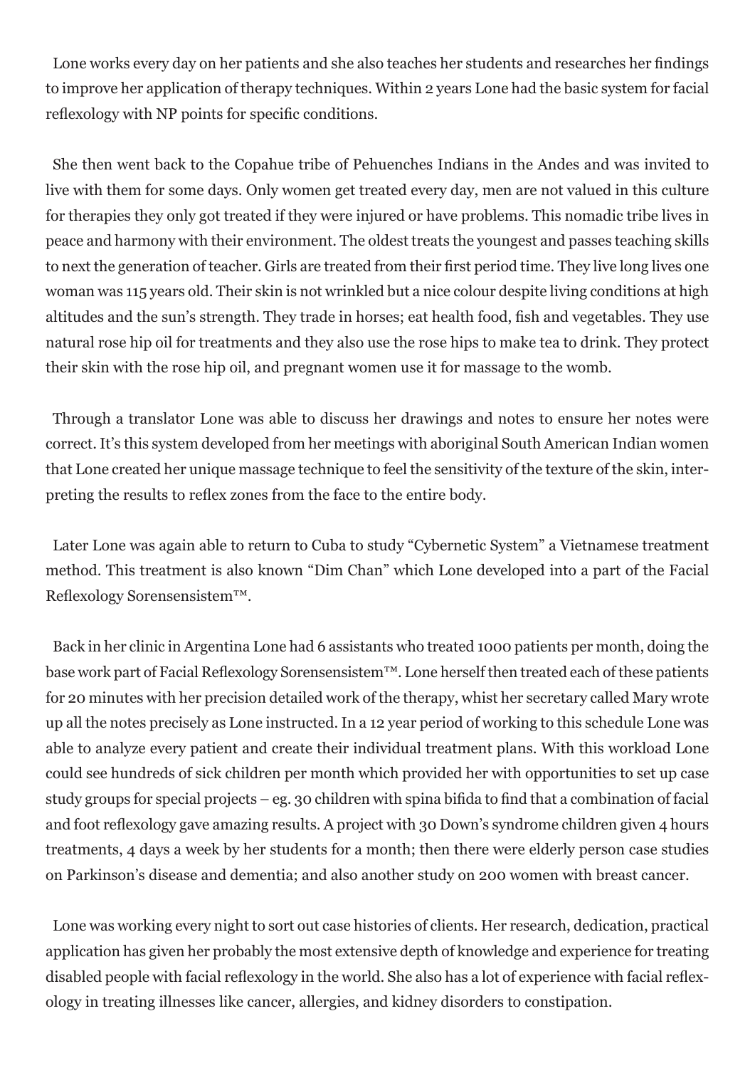Lone works every day on her patients and she also teaches her students and researches her findings to improve her application of therapy techniques. Within 2 years Lone had the basic system for facial reflexology with NP points for specific conditions.

She then went back to the Copahue tribe of Pehuenches Indians in the Andes and was invited to live with them for some days. Only women get treated every day, men are not valued in this culture for therapies they only got treated if they were injured or have problems. This nomadic tribe lives in peace and harmony with their environment. The oldest treats the youngest and passes teaching skills to next the generation of teacher. Girls are treated from their first period time. They live long lives one woman was 115 years old. Their skin is not wrinkled but a nice colour despite living conditions at high altitudes and the sun's strength. They trade in horses; eat health food, fish and vegetables. They use natural rose hip oil for treatments and they also use the rose hips to make tea to drink. They protect their skin with the rose hip oil, and pregnant women use it for massage to the womb.

Through a translator Lone was able to discuss her drawings and notes to ensure her notes were correct. It's this system developed from her meetings with aboriginal South American Indian women that Lone created her unique massage technique to feel the sensitivity of the texture of the skin, interpreting the results to reflex zones from the face to the entire body.

Later Lone was again able to return to Cuba to study "Cybernetic System" a Vietnamese treatment method. This treatment is also known "Dim Chan" which Lone developed into a part of the Facial Reflexology Sorensensistem™.

Back in her clinic in Argentina Lone had 6 assistants who treated 1000 patients per month, doing the base work part of Facial Reflexology Sorensensistem™. Lone herself then treated each of these patients for 20 minutes with her precision detailed work of the therapy, whist her secretary called Mary wrote up all the notes precisely as Lone instructed. In a 12 year period of working to this schedule Lone was able to analyze every patient and create their individual treatment plans. With this workload Lone could see hundreds of sick children per month which provided her with opportunities to set up case study groups for special projects – eg. 30 children with spina bifida to find that a combination of facial and foot reflexology gave amazing results. A project with 30 Down's syndrome children given 4 hours treatments, 4 days a week by her students for a month; then there were elderly person case studies on Parkinson's disease and dementia; and also another study on 200 women with breast cancer.

Lone was working every night to sort out case histories of clients. Her research, dedication, practical application has given her probably the most extensive depth of knowledge and experience for treating disabled people with facial reflexology in the world. She also has a lot of experience with facial reflexology in treating illnesses like cancer, allergies, and kidney disorders to constipation.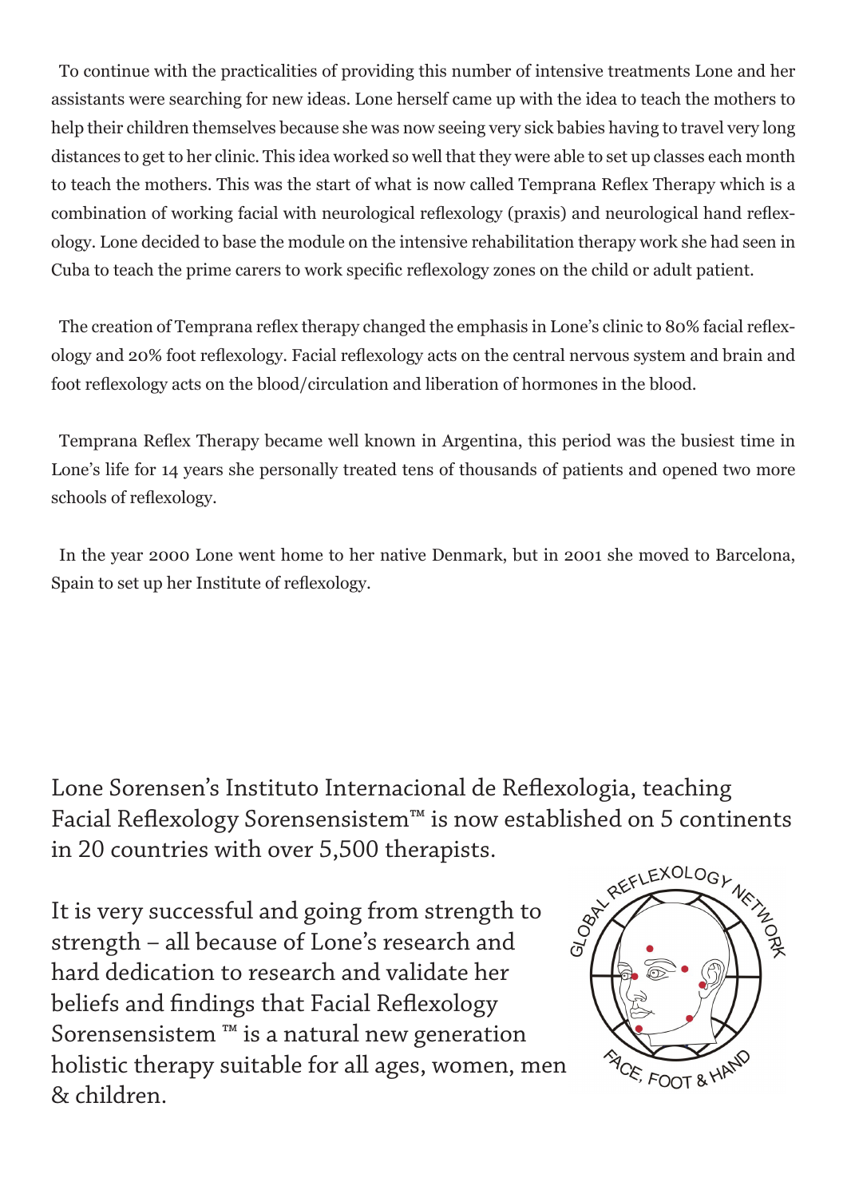To continue with the practicalities of providing this number of intensive treatments Lone and her assistants were searching for new ideas. Lone herself came up with the idea to teach the mothers to help their children themselves because she was now seeing very sick babies having to travel very long distances to get to her clinic. This idea worked so well that they were able to set up classes each month to teach the mothers. This was the start of what is now called Temprana Reflex Therapy which is a combination of working facial with neurological reflexology (praxis) and neurological hand reflexology. Lone decided to base the module on the intensive rehabilitation therapy work she had seen in Cuba to teach the prime carers to work specific reflexology zones on the child or adult patient.

The creation of Temprana reflex therapy changed the emphasis in Lone's clinic to 80% facial reflexology and 20% foot reflexology. Facial reflexology acts on the central nervous system and brain and foot reflexology acts on the blood/circulation and liberation of hormones in the blood.

Temprana Reflex Therapy became well known in Argentina, this period was the busiest time in Lone's life for 14 years she personally treated tens of thousands of patients and opened two more schools of reflexology.

In the year 2000 Lone went home to her native Denmark, but in 2001 she moved to Barcelona, Spain to set up her Institute of reflexology.

Lone Sorensen's Instituto Internacional de Reflexologia, teaching Facial Reflexology Sorensensistem™ is now established on 5 continents in 20 countries with over 5,500 therapists.

It is very successful and going from strength to strength – all because of Lone's research and hard dedication to research and validate her beliefs and findings that Facial Reflexology Sorensensistem ™ is a natural new generation holistic therapy suitable for all ages, women, men & children.

GLOBAL REFLEXOLOGY NETWORK

FACE, FOOT & HAND